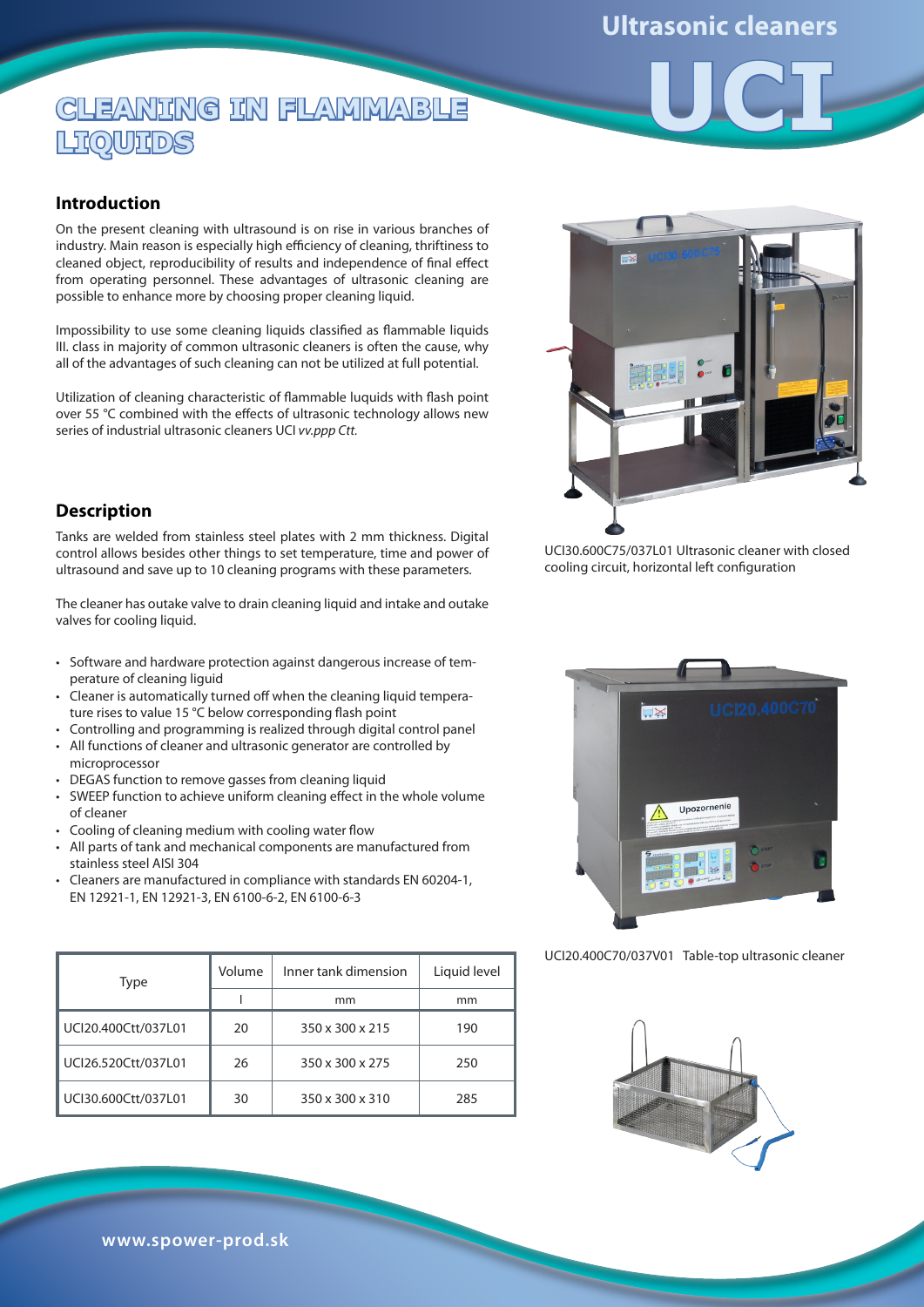# Ultrasonic cleaners

# UCI

## CLEANING IN FLAMMABLE LIQUIDS

### Introduction

On the present cleaning with ultrasound is on rise in various branches of industry. Main reason is especially high efficiency of cleaning, thriftiness to cleaned object, reproducibility of results and independence of final effect from operating personnel. These advantages of ultrasonic cleaning are possible to enhance more by choosing proper cleaning liquid.

Impossibility to use some cleaning liquids classified as flammable liquids III. class in majority of common ultrasonic cleaners is often the cause, why all of the advantages of such cleaning can not be utilized at full potential.

Utilization of cleaning characteristic of flammable luquids with flash point over 55 °C combined with the effects of ultrasonic technology allows new series of industrial ultrasonic cleaners UCI *vv.ppp Ctt.*

### Description

Tanks are welded from stainless steel plates with 2 mm thickness. Digital control allows besides other things to set temperature, time and power of ultrasound and save up to 10 cleaning programs with these parameters.

The cleaner has outake valve to drain cleaning liquid and intake and outake valves for cooling liquid.

- Software and hardware protection against dangerous increase of temperature of cleaning liguid
- Cleaner is automatically turned off when the cleaning liquid temperature rises to value 15 °C below corresponding flash point
- Controlling and programming is realized through digital control panel
- All functions of cleaner and ultrasonic generator are controlled by microprocessor
- DEGAS function to remove gasses from cleaning liquid
- SWEEP function to achieve uniform cleaning effect in the whole volume of cleaner
- Cooling of cleaning medium with cooling water flow
- All parts of tank and mechanical components are manufactured from stainless steel AISI 304
- Cleaners are manufactured in compliance with standards EN 60204-1, EN 12921-1, EN 12921-3, EN 6100-6-2, EN 6100-6-3

| Type | Volume | Inner tank dimension | Liquid level |
|---|---|---|---|
| | l | mm | mm |
| UCI20.400Ctt/037L01 | 20 | 350 x 300 x 215 | 190 |
| UCI26.520Ctt/037L01 | 26 | 350 x 300 x 275 | 250 |
| UCI30.600Ctt/037L01 | 30 | 350 x 300 x 310 | 285 |

UCI30.600C75/037L01 Ultrasonic cleaner with closed cooling circuit, horizontal left configuration

UCI20.400C70/037V01 Table-top ultrasonic cleaner

www.spower-prod.sk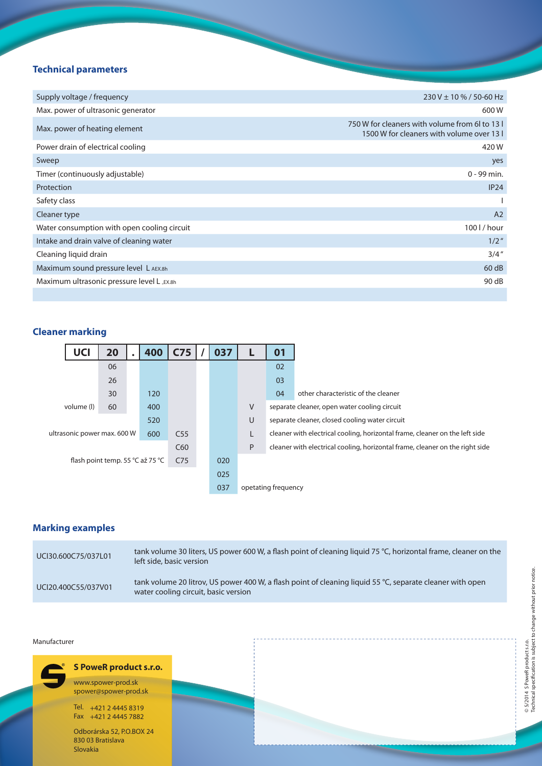## Technical parameters

| | |
|---|---|
| Supply voltage / frequency | 230 V ± 10 % / 50-60 Hz |
| Max. power of ultrasonic generator | 600 W |
| Max. power of heating element | 750 W for cleaners with volume from 6l to 13 l<br>1500 W for cleaners with volume over 13 l |
| Power drain of electrical cooling | 420 W |
| Sweep | yes |
| Timer (continuously adjustable) | 0 - 99 min. |
| Protection | IP24 |
| Safety class | I |
| Cleaner type | A2 |
| Water consumption with open cooling circuit | 100 l / hour |
| Intake and drain valve of cleaning water | 1/2" |
| Cleaning liquid drain | 3/4" |
| Maximum sound pressure level $L_{AEX.8h}$ | 60 dB |
| Maximum ultrasonic pressure level $L_{,EX.8h}$ | 90 dB |

## Cleaner marking

| UCI | 20 | . | 400 | C75 | / | 037 | L | 01 | |
|---|---|---|---|---|---|---|---|---|---|
| | 06 | | | | | | | 02 | |
| | 26 | | | | | | | 03 | |
| | 30 | | 120 | | | | | 04 | other characteristic of the cleaner |
| volume (l) | 60 | | 400 | | | | V | | separate cleaner, open water cooling circuit |
| | | | 520 | | | | U | | separate cleaner, closed cooling water circuit |
| ultrasonic power max. 600 W | | | 600 | C55 | | | L | | cleaner with electrical cooling, horizontal frame, cleaner on the left side |
| | | | | C60 | | | P | | cleaner with electrical cooling, horizontal frame, cleaner on the right side |
| flash point temp. 55 °C až 75 °C | | | | C75 | | 020 | | | |
| | | | | | | 025 | | | |
| | | | | | | 037 | opetating frequency | | |

## Marking examples

| | |
|---|---|
| UCI30.600C75/037L01 | tank volume 30 liters, US power 600 W, a flash point of cleaning liquid 75 °C, horizontal frame, cleaner on the left side, basic version |
| UCI20.400C55/037V01 | tank volume 20 litrov, US power 400 W, a flash point of cleaning liquid 55 °C, separate cleaner with open water cooling circuit, basic version |

Manufacturer

**S PoweR product s.r.o.**

www.spower-prod.sk
spower@spower-prod.sk

Tel. +421 2 4445 8319
Fax +421 2 4445 7882

Odborárska 52, P.O.BOX 24
830 03 Bratislava
Slovakia

© 5/2014 S PoweR product s.r.o.
Technical specification is subject to change without prior notice.